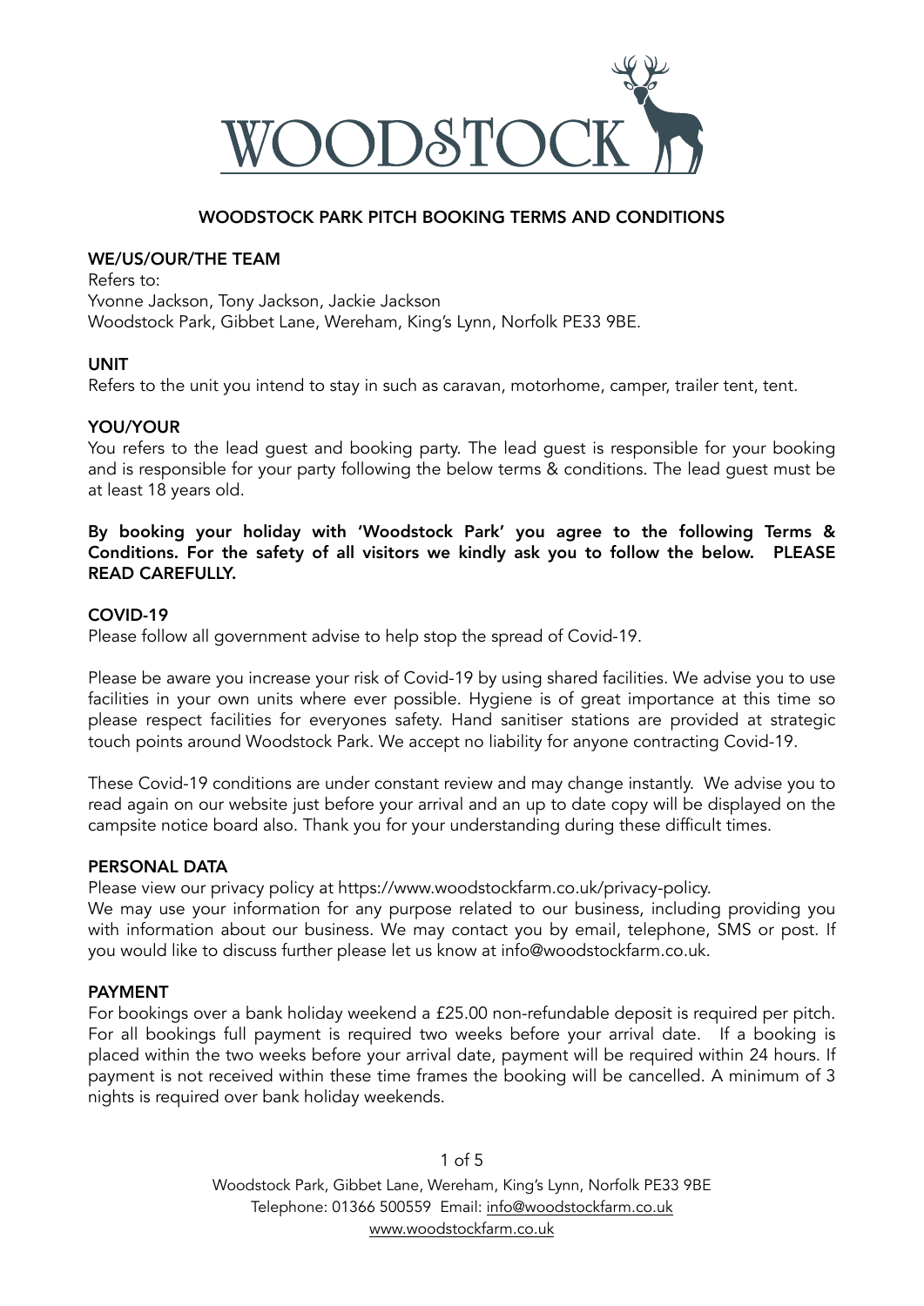# WOODSTOCK

## WOODSTOCK PARK PITCH BOOKING TERMS AND CONDITIONS

### WE/US/OUR/THE TEAM

Refers to:
Yvonne Jackson, Tony Jackson, Jackie Jackson
Woodstock Park, Gibbet Lane, Wereham, King's Lynn, Norfolk PE33 9BE.

### UNIT

Refers to the unit you intend to stay in such as caravan, motorhome, camper, trailer tent, tent.

### YOU/YOUR

You refers to the lead guest and booking party. The lead guest is responsible for your booking and is responsible for your party following the below terms & conditions. The lead guest must be at least 18 years old.

**By booking your holiday with 'Woodstock Park' you agree to the following Terms & Conditions. For the safety of all visitors we kindly ask you to follow the below. PLEASE READ CAREFULLY.**

### COVID-19

Please follow all government advise to help stop the spread of Covid-19.

Please be aware you increase your risk of Covid-19 by using shared facilities. We advise you to use facilities in your own units where ever possible. Hygiene is of great importance at this time so please respect facilities for everyones safety. Hand sanitiser stations are provided at strategic touch points around Woodstock Park. We accept no liability for anyone contracting Covid-19.

These Covid-19 conditions are under constant review and may change instantly. We advise you to read again on our website just before your arrival and an up to date copy will be displayed on the campsite notice board also. Thank you for your understanding during these difficult times.

### PERSONAL DATA

Please view our privacy policy at https://www.woodstockfarm.co.uk/privacy-policy.
We may use your information for any purpose related to our business, including providing you with information about our business. We may contact you by email, telephone, SMS or post. If you would like to discuss further please let us know at info@woodstockfarm.co.uk.

### PAYMENT

For bookings over a bank holiday weekend a £25.00 non-refundable deposit is required per pitch. For all bookings full payment is required two weeks before your arrival date. If a booking is placed within the two weeks before your arrival date, payment will be required within 24 hours. If payment is not received within these time frames the booking will be cancelled. A minimum of 3 nights is required over bank holiday weekends.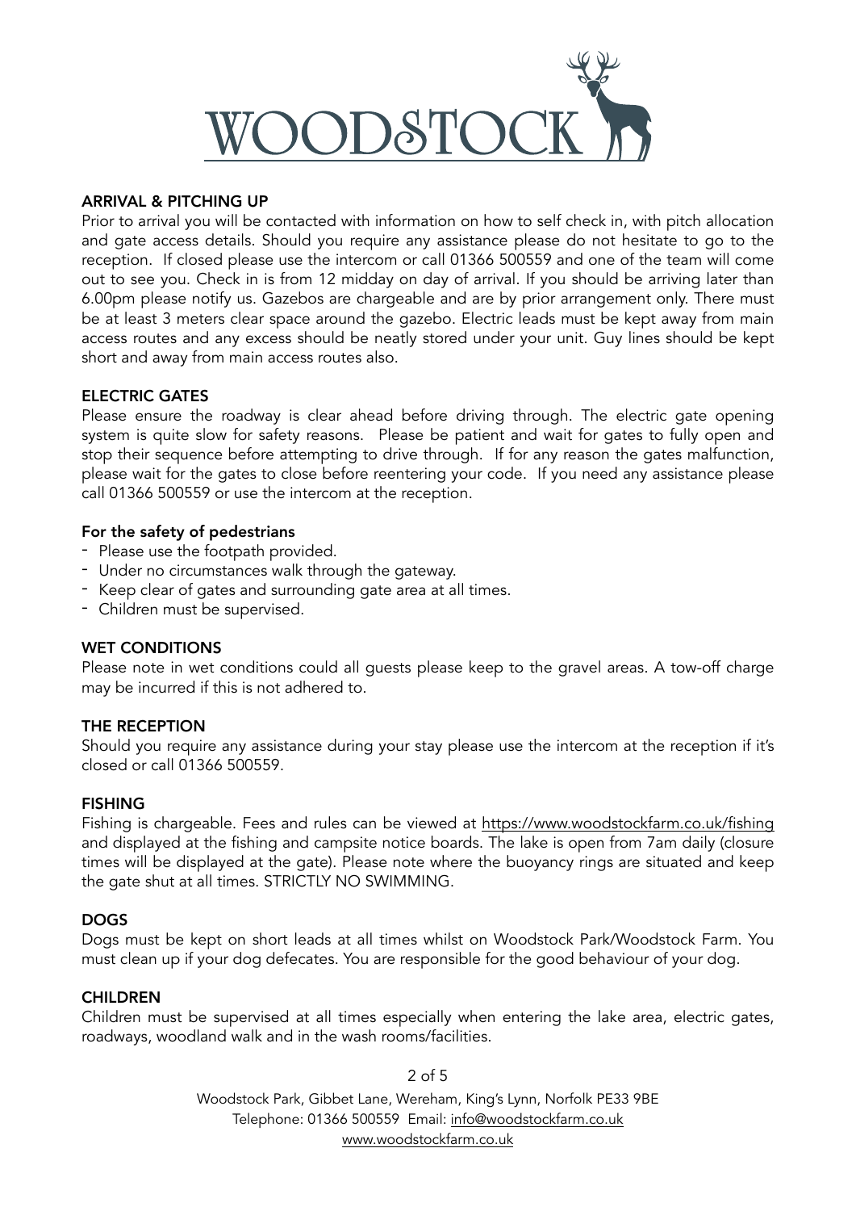WOODSTOCK

### ARRIVAL & PITCHING UP

Prior to arrival you will be contacted with information on how to self check in, with pitch allocation and gate access details. Should you require any assistance please do not hesitate to go to the reception. If closed please use the intercom or call 01366 500559 and one of the team will come out to see you. Check in is from 12 midday on day of arrival. If you should be arriving later than 6.00pm please notify us. Gazebos are chargeable and are by prior arrangement only. There must be at least 3 meters clear space around the gazebo. Electric leads must be kept away from main access routes and any excess should be neatly stored under your unit. Guy lines should be kept short and away from main access routes also.

### ELECTRIC GATES

Please ensure the roadway is clear ahead before driving through. The electric gate opening system is quite slow for safety reasons. Please be patient and wait for gates to fully open and stop their sequence before attempting to drive through. If for any reason the gates malfunction, please wait for the gates to close before reentering your code. If you need any assistance please call 01366 500559 or use the intercom at the reception.

**For the safety of pedestrians**

- Please use the footpath provided.
- Under no circumstances walk through the gateway.
- Keep clear of gates and surrounding gate area at all times.
- Children must be supervised.

### WET CONDITIONS

Please note in wet conditions could all guests please keep to the gravel areas. A tow-off charge may be incurred if this is not adhered to.

### THE RECEPTION

Should you require any assistance during your stay please use the intercom at the reception if it's closed or call 01366 500559.

### FISHING

Fishing is chargeable. Fees and rules can be viewed at https://www.woodstockfarm.co.uk/fishing and displayed at the fishing and campsite notice boards. The lake is open from 7am daily (closure times will be displayed at the gate). Please note where the buoyancy rings are situated and keep the gate shut at all times. STRICTLY NO SWIMMING.

### DOGS

Dogs must be kept on short leads at all times whilst on Woodstock Park/Woodstock Farm. You must clean up if your dog defecates. You are responsible for the good behaviour of your dog.

### CHILDREN

Children must be supervised at all times especially when entering the lake area, electric gates, roadways, woodland walk and in the wash rooms/facilities.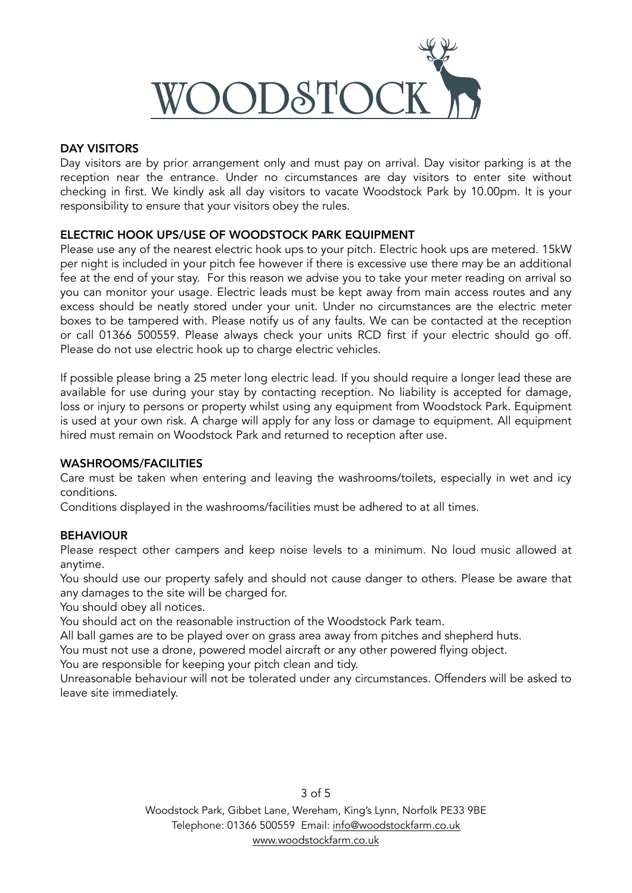WOODSTOCK

## DAY VISITORS

Day visitors are by prior arrangement only and must pay on arrival. Day visitor parking is at the reception near the entrance. Under no circumstances are day visitors to enter site without checking in first. We kindly ask all day visitors to vacate Woodstock Park by 10.00pm. It is your responsibility to ensure that your visitors obey the rules.

## ELECTRIC HOOK UPS/USE OF WOODSTOCK PARK EQUIPMENT

Please use any of the nearest electric hook ups to your pitch. Electric hook ups are metered. 15kW per night is included in your pitch fee however if there is excessive use there may be an additional fee at the end of your stay. For this reason we advise you to take your meter reading on arrival so you can monitor your usage. Electric leads must be kept away from main access routes and any excess should be neatly stored under your unit. Under no circumstances are the electric meter boxes to be tampered with. Please notify us of any faults. We can be contacted at the reception or call 01366 500559. Please always check your units RCD first if your electric should go off. Please do not use electric hook up to charge electric vehicles.

If possible please bring a 25 meter long electric lead. If you should require a longer lead these are available for use during your stay by contacting reception. No liability is accepted for damage, loss or injury to persons or property whilst using any equipment from Woodstock Park. Equipment is used at your own risk. A charge will apply for any loss or damage to equipment. All equipment hired must remain on Woodstock Park and returned to reception after use.

## WASHROOMS/FACILITIES

Care must be taken when entering and leaving the washrooms/toilets, especially in wet and icy conditions.

Conditions displayed in the washrooms/facilities must be adhered to at all times.

## BEHAVIOUR

Please respect other campers and keep noise levels to a minimum. No loud music allowed at anytime.

You should use our property safely and should not cause danger to others. Please be aware that any damages to the site will be charged for.

You should obey all notices.

You should act on the reasonable instruction of the Woodstock Park team.

All ball games are to be played over on grass area away from pitches and shepherd huts.

You must not use a drone, powered model aircraft or any other powered flying object.

You are responsible for keeping your pitch clean and tidy.

Unreasonable behaviour will not be tolerated under any circumstances. Offenders will be asked to leave site immediately.

Woodstock Park, Gibbet Lane, Wereham, King's Lynn, Norfolk PE33 9BE
Telephone: 01366 500559 Email: info@woodstockfarm.co.uk
www.woodstockfarm.co.uk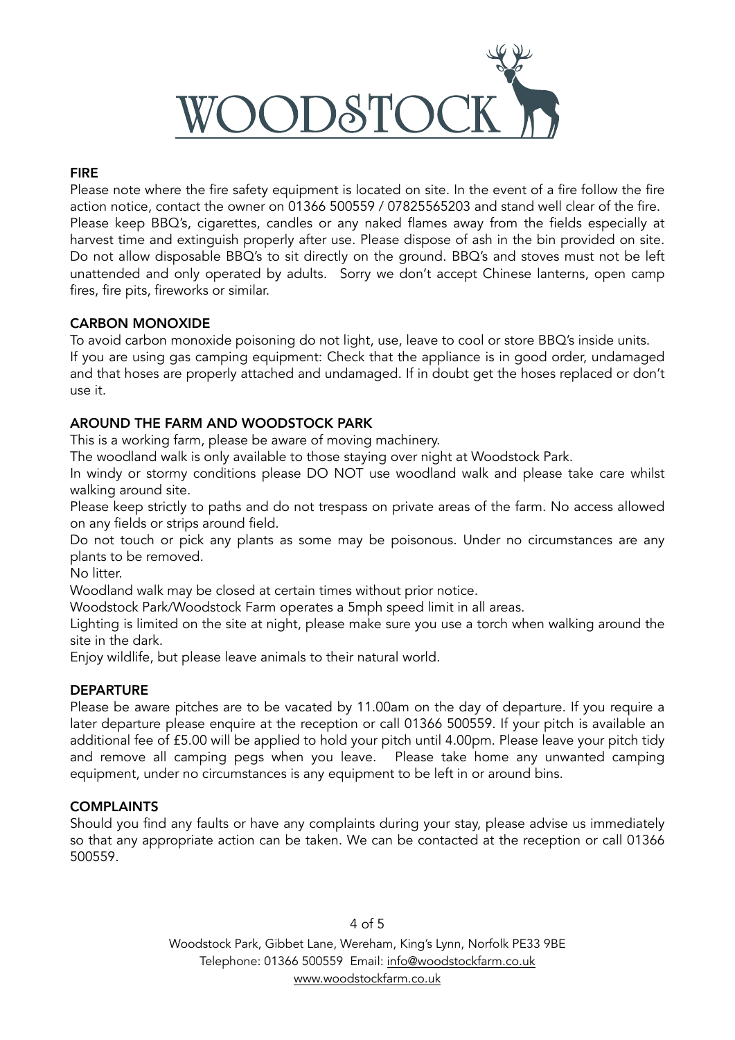# WOODSTOCK

## FIRE

Please note where the fire safety equipment is located on site. In the event of a fire follow the fire action notice, contact the owner on 01366 500559 / 07825565203 and stand well clear of the fire. Please keep BBQ's, cigarettes, candles or any naked flames away from the fields especially at harvest time and extinguish properly after use. Please dispose of ash in the bin provided on site. Do not allow disposable BBQ's to sit directly on the ground. BBQ's and stoves must not be left unattended and only operated by adults. Sorry we don't accept Chinese lanterns, open camp fires, fire pits, fireworks or similar.

## CARBON MONOXIDE

To avoid carbon monoxide poisoning do not light, use, leave to cool or store BBQ's inside units. If you are using gas camping equipment: Check that the appliance is in good order, undamaged and that hoses are properly attached and undamaged. If in doubt get the hoses replaced or don't use it.

## AROUND THE FARM AND WOODSTOCK PARK

This is a working farm, please be aware of moving machinery.

The woodland walk is only available to those staying over night at Woodstock Park.

In windy or stormy conditions please DO NOT use woodland walk and please take care whilst walking around site.

Please keep strictly to paths and do not trespass on private areas of the farm. No access allowed on any fields or strips around field.

Do not touch or pick any plants as some may be poisonous. Under no circumstances are any plants to be removed.

No litter.

Woodland walk may be closed at certain times without prior notice.

Woodstock Park/Woodstock Farm operates a 5mph speed limit in all areas.

Lighting is limited on the site at night, please make sure you use a torch when walking around the site in the dark.

Enjoy wildlife, but please leave animals to their natural world.

## DEPARTURE

Please be aware pitches are to be vacated by 11.00am on the day of departure. If you require a later departure please enquire at the reception or call 01366 500559. If your pitch is available an additional fee of £5.00 will be applied to hold your pitch until 4.00pm. Please leave your pitch tidy and remove all camping pegs when you leave. Please take home any unwanted camping equipment, under no circumstances is any equipment to be left in or around bins.

## COMPLAINTS

Should you find any faults or have any complaints during your stay, please advise us immediately so that any appropriate action can be taken. We can be contacted at the reception or call 01366 500559.

Woodstock Park, Gibbet Lane, Wereham, King's Lynn, Norfolk PE33 9BE
Telephone: 01366 500559 Email: info@woodstockfarm.co.uk
www.woodstockfarm.co.uk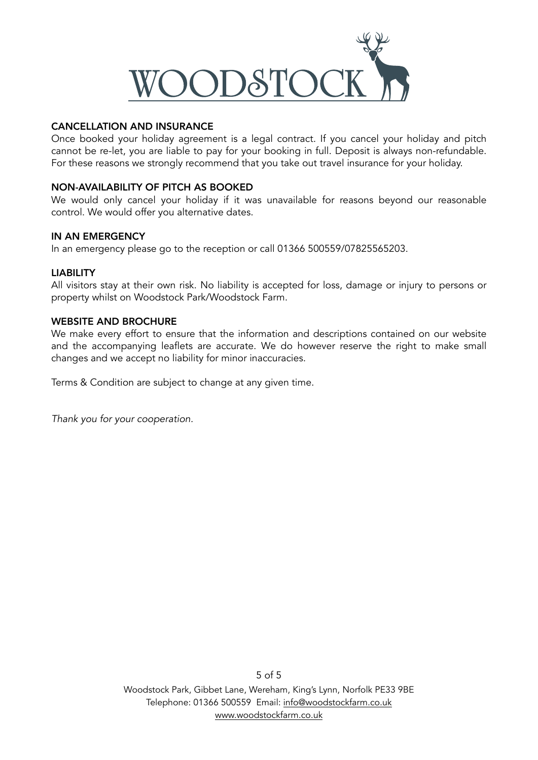## CANCELLATION AND INSURANCE

Once booked your holiday agreement is a legal contract. If you cancel your holiday and pitch cannot be re-let, you are liable to pay for your booking in full. Deposit is always non-refundable. For these reasons we strongly recommend that you take out travel insurance for your holiday.

## NON-AVAILABILITY OF PITCH AS BOOKED

We would only cancel your holiday if it was unavailable for reasons beyond our reasonable control. We would offer you alternative dates.

## IN AN EMERGENCY

In an emergency please go to the reception or call 01366 500559/07825565203.

## LIABILITY

All visitors stay at their own risk. No liability is accepted for loss, damage or injury to persons or property whilst on Woodstock Park/Woodstock Farm.

## WEBSITE AND BROCHURE

We make every effort to ensure that the information and descriptions contained on our website and the accompanying leaflets are accurate. We do however reserve the right to make small changes and we accept no liability for minor inaccuracies.

Terms & Condition are subject to change at any given time.

*Thank you for your cooperation.*